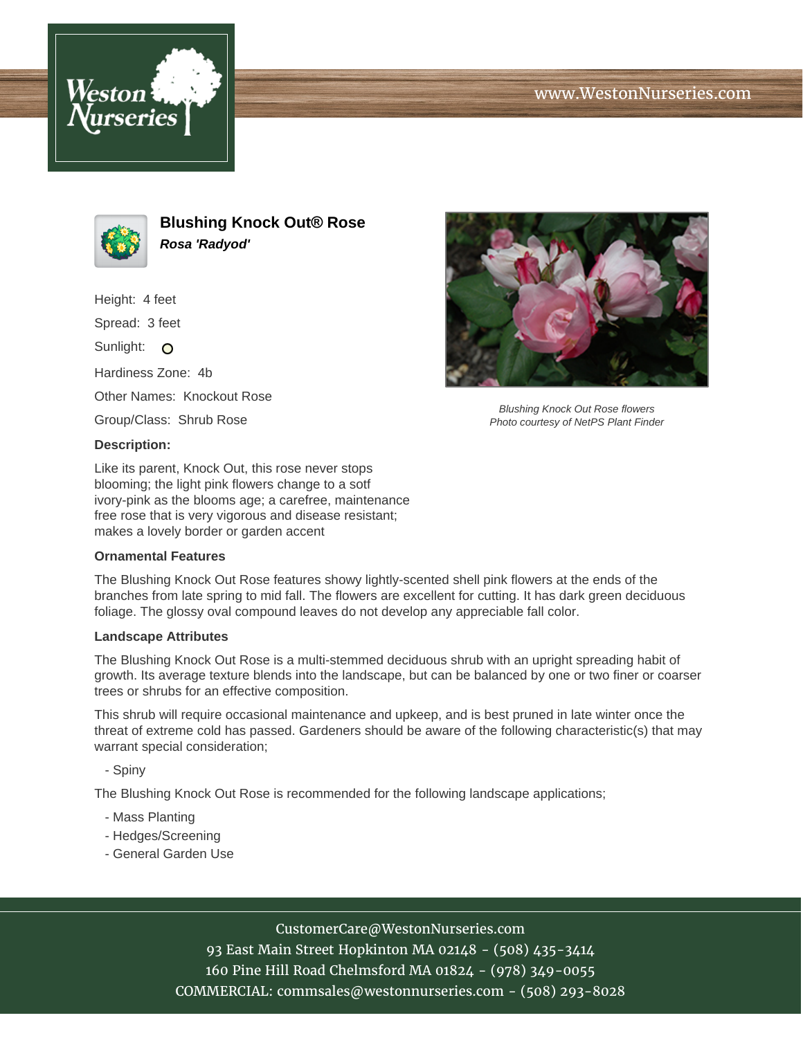www.WestonNurseries.com

# Blushing Knock Out® Rose

***Rosa 'Radyod'***

Height: 4 feet

Spread: 3 feet

Sunlight: O

Hardiness Zone: 4b

Other Names: Knockout Rose

Group/Class: Shrub Rose

### Description:

Like its parent, Knock Out, this rose never stops blooming; the light pink flowers change to a sotf ivory-pink as the blooms age; a carefree, maintenance free rose that is very vigorous and disease resistant; makes a lovely border or garden accent

*Blushing Knock Out Rose flowers*
*Photo courtesy of NetPS Plant Finder*

### Ornamental Features

The Blushing Knock Out Rose features showy lightly-scented shell pink flowers at the ends of the branches from late spring to mid fall. The flowers are excellent for cutting. It has dark green deciduous foliage. The glossy oval compound leaves do not develop any appreciable fall color.

### Landscape Attributes

The Blushing Knock Out Rose is a multi-stemmed deciduous shrub with an upright spreading habit of growth. Its average texture blends into the landscape, but can be balanced by one or two finer or coarser trees or shrubs for an effective composition.

This shrub will require occasional maintenance and upkeep, and is best pruned in late winter once the threat of extreme cold has passed. Gardeners should be aware of the following characteristic(s) that may warrant special consideration;

- Spiny

The Blushing Knock Out Rose is recommended for the following landscape applications;

- Mass Planting
- Hedges/Screening
- General Garden Use

CustomerCare@WestonNurseries.com
93 East Main Street Hopkinton MA 02148 - (508) 435-3414
160 Pine Hill Road Chelmsford MA 01824 - (978) 349-0055
COMMERCIAL: commsales@westonnurseries.com - (508) 293-8028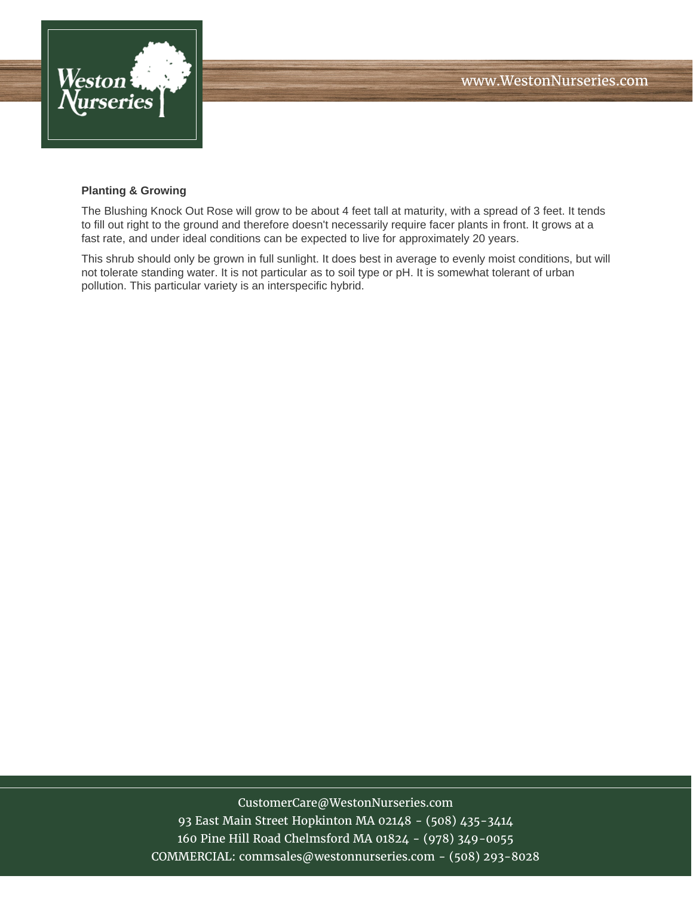### Planting & Growing

The Blushing Knock Out Rose will grow to be about 4 feet tall at maturity, with a spread of 3 feet. It tends to fill out right to the ground and therefore doesn't necessarily require facer plants in front. It grows at a fast rate, and under ideal conditions can be expected to live for approximately 20 years.

This shrub should only be grown in full sunlight. It does best in average to evenly moist conditions, but will not tolerate standing water. It is not particular as to soil type or pH. It is somewhat tolerant of urban pollution. This particular variety is an interspecific hybrid.